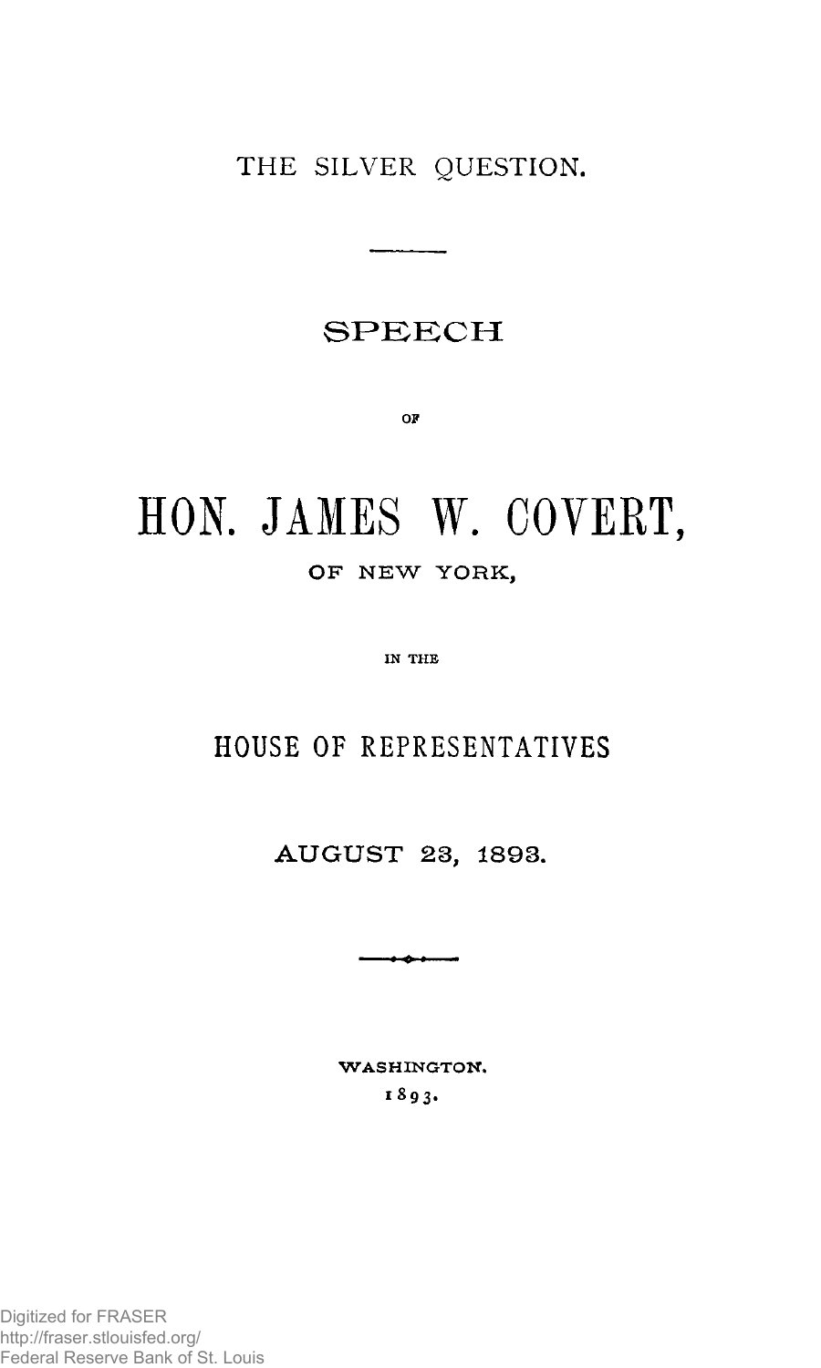# THE SILVER QUESTION.

## SPEECH

OF

# HON. JAMES W. COVERT,

OF NEW YORK,

IN THE

## HOUSE OF REPRESENTATIVES

AUGUST 23, 1893.

WASHINGTON.
1893.

Digitized for FRASER
http://fraser.stlouisfed.org/
Federal Reserve Bank of St. Louis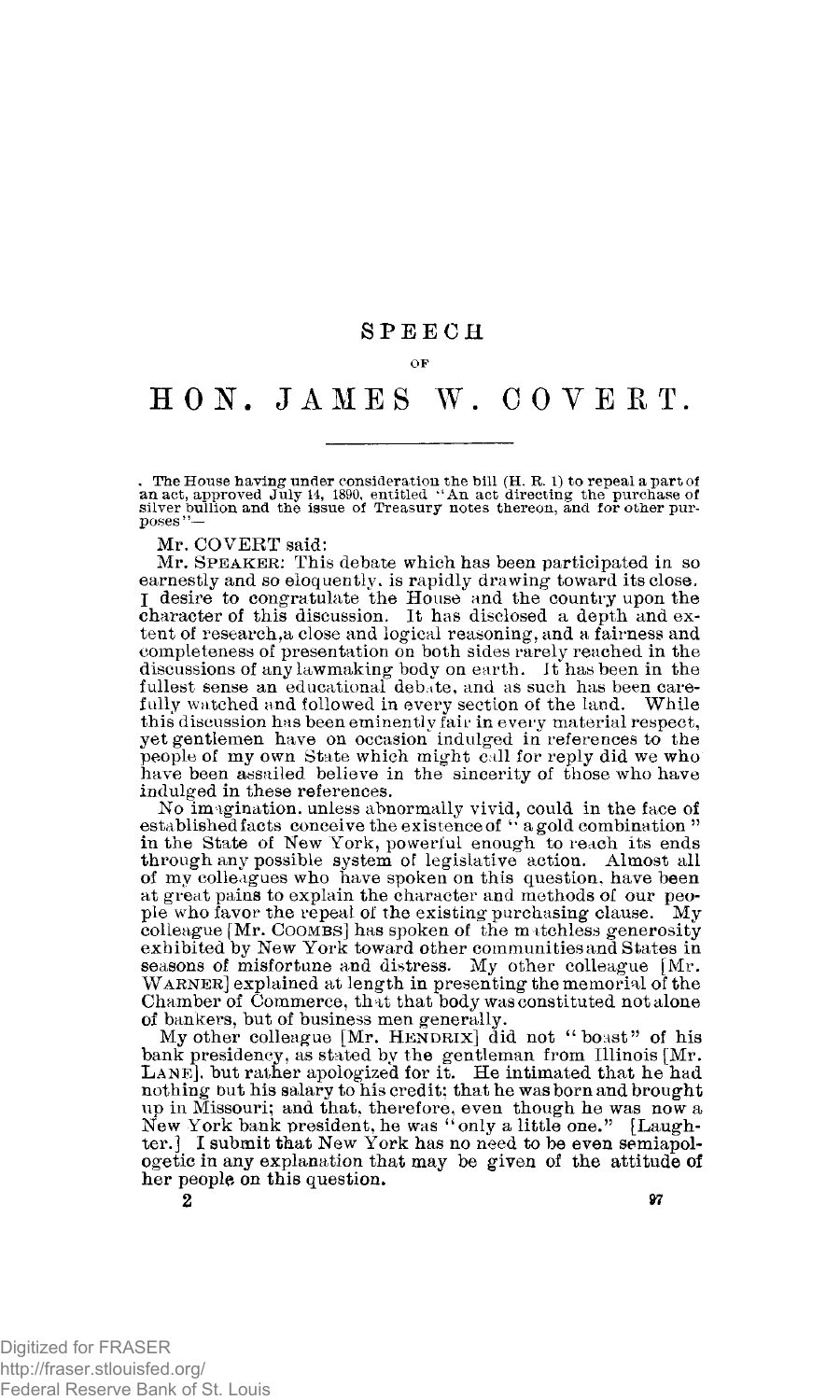# SPEECH

OF

# HON. JAMES W. COVERT.

The House having under consideration the bill (H. R. 1) to repeal a part of an act, approved July 14, 1890, entitled "An act directing the purchase of silver bullion and the issue of Treasury notes thereon, and for other purposes"—

Mr. COVERT said:

Mr. SPEAKER: This debate which has been participated in so earnestly and so eloquently, is rapidly drawing toward its close. I desire to congratulate the House and the country upon the character of this discussion. It has disclosed a depth and extent of research, a close and logical reasoning, and a fairness and completeness of presentation on both sides rarely reached in the discussions of any lawmaking body on earth. It has been in the fullest sense an educational debate, and as such has been carefully watched and followed in every section of the land. While this discussion has been eminently fair in every material respect, yet gentlemen have on occasion indulged in references to the people of my own State which might call for reply did we who have been assailed believe in the sincerity of those who have indulged in these references.

No imagination, unless abnormally vivid, could in the face of established facts conceive the existence of "a gold combination" in the State of New York, powerful enough to reach its ends through any possible system of legislative action. Almost all of my colleagues who have spoken on this question, have been at great pains to explain the character and methods of our people who favor the repeal of the existing purchasing clause. My colleague [Mr. COOMBS] has spoken of the matchless generosity exhibited by New York toward other communities and States in seasons of misfortune and distress. My other colleague [Mr. WARNER] explained at length in presenting the memorial of the Chamber of Commerce, that that body was constituted not alone of bankers, but of business men generally.

My other colleague [Mr. HENDRIX] did not "boast" of his bank presidency, as stated by the gentleman from Illinois [Mr. LANE], but rather apologized for it. He intimated that he had nothing but his salary to his credit; that he was born and brought up in Missouri; and that, therefore, even though he was now a New York bank president, he was "only a little one." [Laughter.] I submit that New York has no need to be even semiapologetic in any explanation that may be given of the attitude of her people on this question.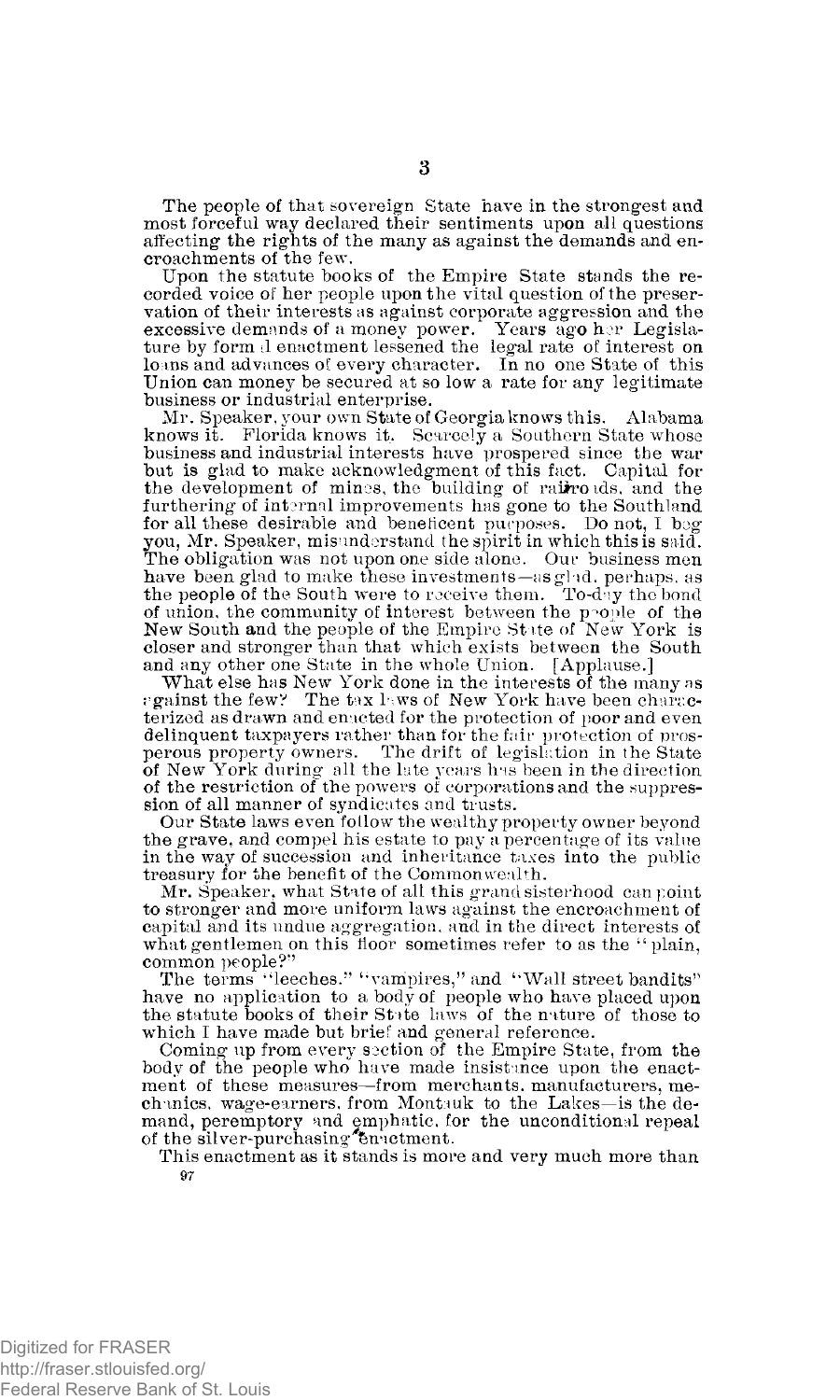The people of that sovereign State have in the strongest and most forceful way declared their sentiments upon all questions affecting the rights of the many as against the demands and encroachments of the few.

Upon the statute books of the Empire State stands the recorded voice of her people upon the vital question of the preservation of their interests as against corporate aggression and the excessive demands of a money power. Years ago her Legislature by formal enactment lessened the legal rate of interest on loans and advances of every character. In no one State of this Union can money be secured at so low a rate for any legitimate business or industrial enterprise.

Mr. Speaker, your own State of Georgia knows this. Alabama knows it. Florida knows it. Scarcely a Southern State whose business and industrial interests have prospered since the war but is glad to make acknowledgment of this fact. Capital for the development of mines, the building of railroads, and the furthering of internal improvements has gone to the Southland for all these desirable and beneficent purposes. Do not, I beg you, Mr. Speaker, misunderstand the spirit in which this is said. The obligation was not upon one side alone. Our business men have been glad to make these investments—as glad, perhaps, as the people of the South were to receive them. To-day the bond of union, the community of interest between the people of the New South and the people of the Empire State of New York is closer and stronger than that which exists between the South and any other one State in the whole Union. [Applause.]

What else has New York done in the interests of the many as against the few? The tax laws of New York have been characterized as drawn and enacted for the protection of poor and even delinquent taxpayers rather than for the fair protection of prosperous property owners. The drift of legislation in the State of New York during all the late years has been in the direction of the restriction of the powers of corporations and the suppression of all manner of syndicates and trusts.

Our State laws even follow the wealthy property owner beyond the grave, and compel his estate to pay a percentage of its value in the way of succession and inheritance taxes into the public treasury for the benefit of the Commonwealth.

Mr. Speaker, what State of all this grand sisterhood can point to stronger and more uniform laws against the encroachment of capital and its undue aggregation, and in the direct interests of what gentlemen on this floor sometimes refer to as the "plain, common people?"

The terms "leeches," "vampires," and "Wall street bandits" have no application to a body of people who have placed upon the statute books of their State laws of the nature of those to which I have made but brief and general reference.

Coming up from every section of the Empire State, from the body of the people who have made insistance upon the enactment of these measures—from merchants, manufacturers, mechanics, wage-earners, from Montauk to the Lakes—is the demand, peremptory and emphatic, for the unconditional repeal of the silver-purchasing enactment.

This enactment as it stands is more and very much more than

97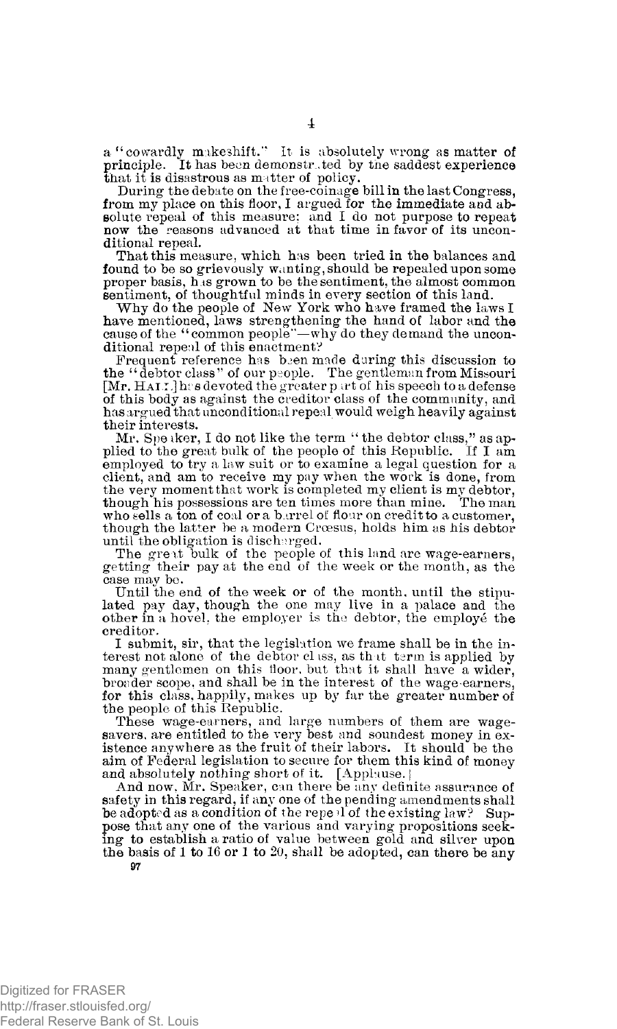a "cowardly makeshift." It is absolutely wrong as matter of principle. It has been demonstrated by the saddest experience that it is disastrous as matter of policy.

During the debate on the free-coinage bill in the last Congress, from my place on this floor, I argued for the immediate and absolute repeal of this measure; and I do not purpose to repeat now the reasons advanced at that time in favor of its unconditional repeal.

That this measure, which has been tried in the balances and found to be so grievously wanting, should be repealed upon some proper basis, has grown to be the sentiment, the almost common sentiment, of thoughtful minds in every section of this land.

Why do the people of New York who have framed the laws I have mentioned, laws strengthening the hand of labor and the cause of the "common people"—why do they demand the unconditional repeal of this enactment?

Frequent reference has been made during this discussion to the "debtor class" of our people. The gentleman from Missouri [Mr. HALL] has devoted the greater part of his speech to a defense of this body as against the creditor class of the community, and has argued that unconditional repeal would weigh heavily against their interests.

Mr. Speaker, I do not like the term "the debtor class," as applied to the great bulk of the people of this Republic. If I am employed to try a law suit or to examine a legal question for a client, and am to receive my pay when the work is done, from the very moment that work is completed my client is my debtor, though his possessions are ten times more than mine. The man who sells a ton of coal or a barrel of flour on credit to a customer, though the latter be a modern Crœsus, holds him as his debtor until the obligation is discharged.

The great bulk of the people of this land are wage-earners, getting their pay at the end of the week or the month, as the case may be.

Until the end of the week or of the month, until the stipulated pay day, though the one may live in a palace and the other in a hovel, the employer is the debtor, the employé the creditor.

I submit, sir, that the legislation we frame shall be in the interest not alone of the debtor class, as that term is applied by many gentlemen on this floor, but that it shall have a wider, broader scope, and shall be in the interest of the wage-earners, for this class, happily, makes up by far the greater number of the people of this Republic.

These wage-earners, and large numbers of them are wage-savers, are entitled to the very best and soundest money in existence anywhere as the fruit of their labors. It should be the aim of Federal legislation to secure for them this kind of money and absolutely nothing short of it. [Applause.]

And now, Mr. Speaker, can there be any definite assurance of safety in this regard, if any one of the pending amendments shall be adopted as a condition of the repeal of the existing law? Suppose that any one of the various and varying propositions seeking to establish a ratio of value between gold and silver upon the basis of 1 to 16 or 1 to 20, shall be adopted, can there be any

97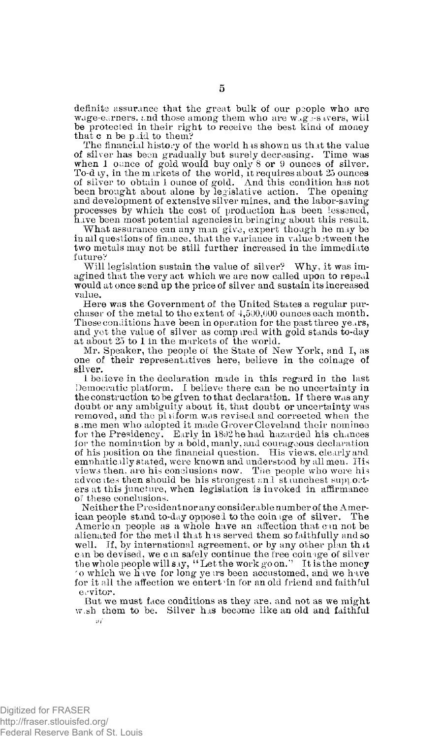definite assurance that the great bulk of our people who are wage-earners, and those among them who are wage-savers, will be protected in their right to receive the best kind of money that can be paid to them?

The financial history of the world has shown us that the value of silver has been gradually but surely decreasing. Time was when 1 ounce of gold would buy only 8 or 9 ounces of silver. To-day, in the markets of the world, it requires about 25 ounces of silver to obtain 1 ounce of gold. And this condition has not been brought about alone by legislative action. The opening and development of extensive silver mines, and the labor-saving processes by which the cost of production has been lessened, have been most potential agencies in bringing about this result.

What assurance can any man give, expert though he may be in all questions of finance, that the variance in value between the two metals may not be still further increased in the immediate future?

Will legislation sustain the value of silver? Why, it was imagined that the very act which we are now called upon to repeal would at once send up the price of silver and sustain its increased value.

Here was the Government of the United States a regular purchaser of the metal to the extent of 4,500,000 ounces each month. These conditions have been in operation for the past three years, and yet the value of silver as compared with gold stands to-day at about 25 to 1 in the markets of the world.

Mr. Speaker, the people of the State of New York, and I, as one of their representatives here, believe in the coinage of silver.

I believe in the declaration made in this regard in the last Democratic platform. I believe there can be no uncertainty in the construction to be given to that declaration. If there was any doubt or any ambiguity about it, that doubt or uncertainty was removed, and the platform was revised and corrected when the same men who adopted it made Grover Cleveland their nominee for the Presidency. Early in 1892 he had hazarded his chances for the nomination by a bold, manly, and courageous declaration of his position on the financial question. His views, clearly and emphatically stated, were known and understood by all men. His views then, are his conclusions now. The people who were his advocates then should be his strongest and staunchest supporters at this juncture, when legislation is invoked in affirmance of these conclusions.

Neither the President nor any considerable number of the American people stand to-day opposed to the coinage of silver. The American people as a whole have an affection that can not be alienated for the metal that has served them so faithfully and so well. If, by international agreement, or by any other plan that can be devised, we can safely continue the free coinage of silver the whole people will say, "Let the work go on." It is the money to which we have for long years been accustomed, and we have for it all the affection we entertain for an old friend and faithful servitor.

But we must face conditions as they are, and not as we might wish them to be. Silver has become like an old and faithful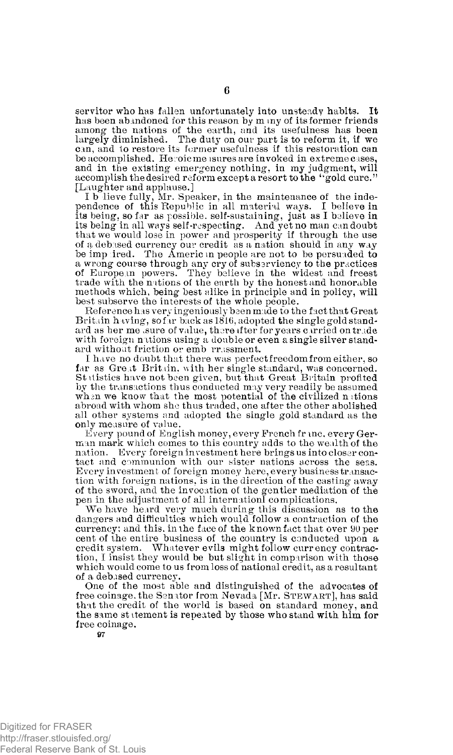servitor who has fallen unfortunately into unsteady habits. It has been abandoned for this reason by many of its former friends among the nations of the earth, and its usefulness has been largely diminished. The duty on our part is to reform it, if we can, and to restore its former usefulness if this restoration can be accomplished. Heroic measures are invoked in extreme cases, and in the existing emergency nothing, in my judgment, will accomplish the desired reform except a resort to the "gold cure." [Laughter and applause.]

I believe fully, Mr. Speaker, in the maintenance of the independence of this Republic in all material ways. I believe in its being, so far as possible, self-sustaining, just as I believe in its being in all ways self-respecting. And yet no man can doubt that we would lose in power and prosperity if through the use of a debased currency our credit as a nation should in any way be impaired. The American people are not to be persuaded to a wrong course through any cry of subserviency to the practices of European powers. They believe in the widest and freest trade with the nations of the earth by the honest and honorable methods which, being best alike in principle and in policy, will best subserve the interests of the whole people.

Reference has very ingeniously been made to the fact that Great Britain having, so far back as 1816, adopted the single gold standard as her measure of value, thereafter for years carried on trade with foreign nations using a double or even a single silver standard without friction or embarrassment.

I have no doubt that there was perfect freedom from either, so far as Great Britain, with her single standard, was concerned. Statistics have not been given, but that Great Britain profited by the transactions thus conducted may very readily be assumed when we know that the most potential of the civilized nations abroad with whom she thus traded, one after the other abolished all other systems and adopted the single gold standard as the only measure of value.

Every pound of English money, every French franc, every German mark which comes to this country adds to the wealth of the nation. Every foreign investment here brings us into closer contact and communion with our sister nations across the seas. Every investment of foreign money here, every business transaction with foreign nations, is in the direction of the casting away of the sword, and the invocation of the gentler mediation of the pen in the adjustment of all internationl complications.

We have heard very much during this discussion as to the dangers and difficulties which would follow a contraction of the currency; and this, in the face of the known fact that over 90 per cent of the entire business of the country is conducted upon a credit system. Whatever evils might follow currency contraction, I insist they would be but slight in comparison with those which would come to us from loss of national credit, as a resultant of a debased currency.

One of the most able and distinguished of the advocates of free coinage, the Senator from Nevada [Mr. STEWART], has said that the credit of the world is based on standard money, and the same statement is repeated by those who stand with him for free coinage.

97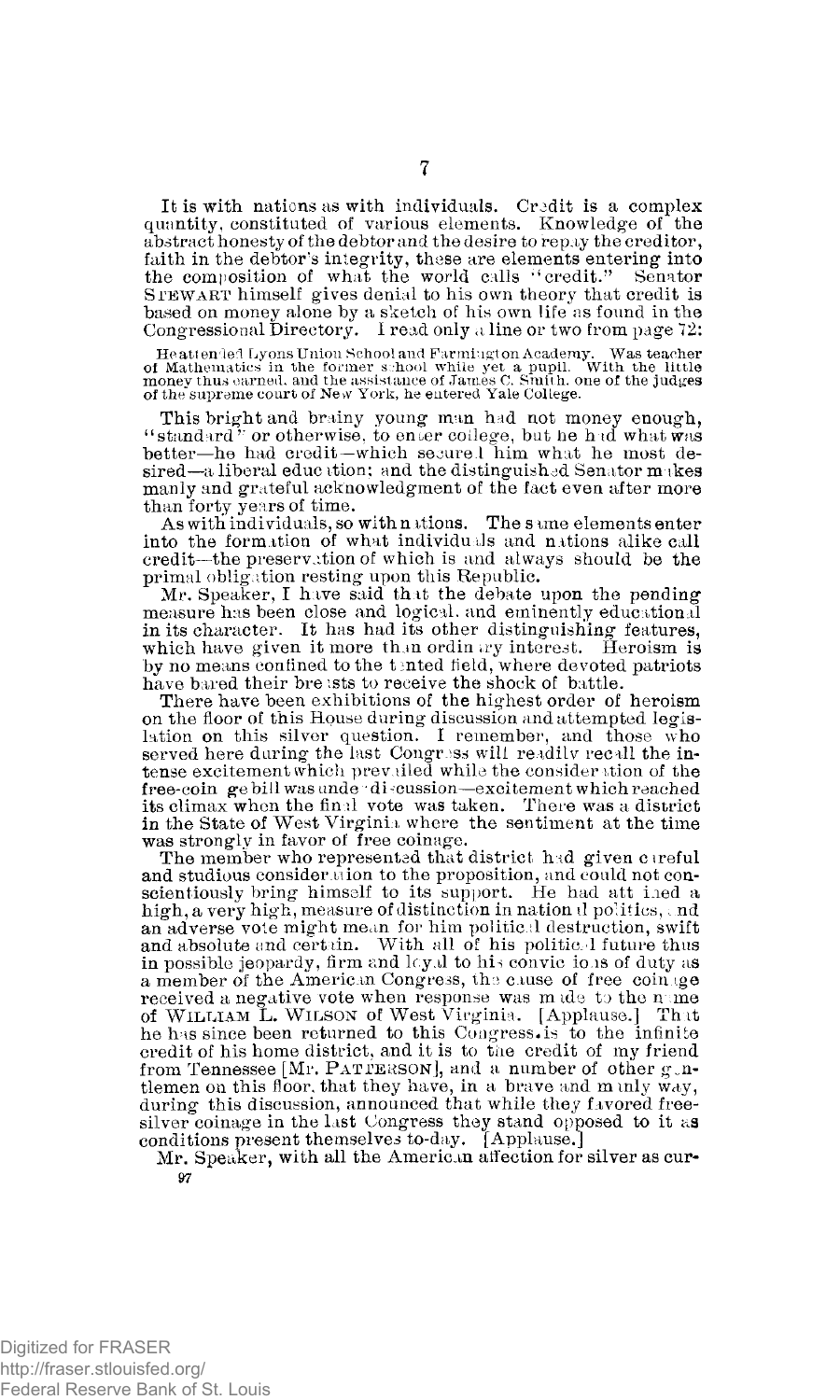It is with nations as with individuals. Credit is a complex quantity, constituted of various elements. Knowledge of the abstract honesty of the debtor and the desire to repay the creditor, faith in the debtor's integrity, these are elements entering into the composition of what the world calls "credit." Senator STEWART himself gives denial to his own theory that credit is based on money alone by a sketch of his own life as found in the Congressional Directory. I read only a line or two from page 72:

> He attended Lyons Union School and Farmington Academy. Was teacher of Mathematics in the former school while yet a pupil. With the little money thus earned, and the assistance of James C. Smith, one of the judges of the supreme court of New York, he entered Yale College.

This bright and brainy young man had not money enough, "standard" or otherwise, to enter college, but he had what was better—he had credit—which secured him what he most desired—a liberal education; and the distinguished Senator makes manly and grateful acknowledgment of the fact even after more than forty years of time.

As with individuals, so with nations. The same elements enter into the formation of what individuals and nations alike call credit—the preservation of which is and always should be the primal obligation resting upon this Republic.

Mr. Speaker, I have said that the debate upon the pending measure has been close and logical, and eminently educational in its character. It has had its other distinguishing features, which have given it more than ordinary interest. Heroism is by no means confined to the tented field, where devoted patriots have bared their breasts to receive the shock of battle.

There have been exhibitions of the highest order of heroism on the floor of this House during discussion and attempted legislation on this silver question. I remember, and those who served here during the last Congress will readily recall the intense excitement which prevailed while the consideration of the free-coinage bill was under discussion—excitement which reached its climax when the final vote was taken. There was a district in the State of West Virginia where the sentiment at the time was strongly in favor of free coinage.

The member who represented that district had given careful and studious consideration to the proposition, and could not conscientiously bring himself to its support. He had attained a high, a very high, measure of distinction in national politics, and an adverse vote might mean for him political destruction, swift and absolute and certain. With all of his political future thus in possible jeopardy, firm and loyal to his convictions of duty as a member of the American Congress, the cause of free coinage received a negative vote when response was made to the name of WILLIAM L. WILSON of West Virginia. [Applause.] That he has since been returned to this Congress is to the infinite credit of his home district, and it is to the credit of my friend from Tennessee [Mr. PATTERSON], and a number of other gentlemen on this floor, that they have, in a brave and manly way, during this discussion, announced that while they favored free-silver coinage in the last Congress they stand opposed to it as conditions present themselves to-day. [Applause.]

Mr. Speaker, with all the American affection for silver as cur-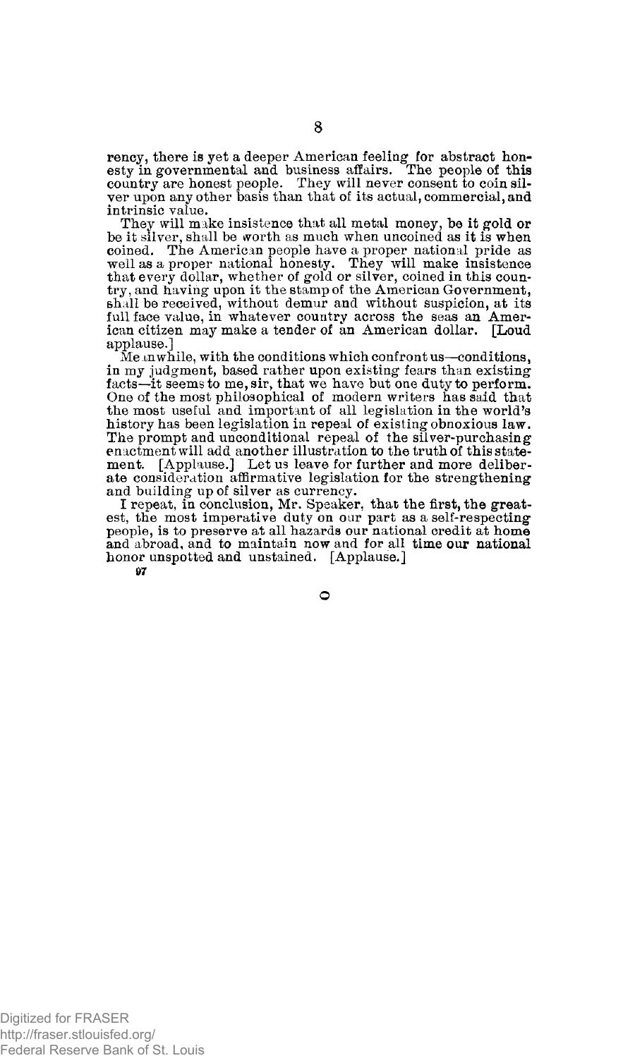rency, there is yet a deeper American feeling for abstract honesty in governmental and business affairs. The people of this country are honest people. They will never consent to coin silver upon any other basis than that of its actual, commercial, and intrinsic value.

They will make insistence that all metal money, be it gold or be it silver, shall be worth as much when uncoined as it is when coined. The American people have a proper national pride as well as a proper national honesty. They will make insistence that every dollar, whether of gold or silver, coined in this country, and having upon it the stamp of the American Government, shall be received, without demur and without suspicion, at its full face value, in whatever country across the seas an American citizen may make a tender of an American dollar. [Loud applause.]

Meanwhile, with the conditions which confront us—conditions, in my judgment, based rather upon existing fears than existing facts—it seems to me, sir, that we have but one duty to perform. One of the most philosophical of modern writers has said that the most useful and important of all legislation in the world's history has been legislation in repeal of existing obnoxious law. The prompt and unconditional repeal of the silver-purchasing enactment will add another illustration to the truth of this statement. [Applause.] Let us leave for further and more deliberate consideration affirmative legislation for the strengthening and building up of silver as currency.

I repeat, in conclusion, Mr. Speaker, that the first, the greatest, the most imperative duty on our part as a self-respecting people, is to preserve at all hazards our national credit at home and abroad, and to maintain now and for all time our national honor unspotted and unstained. [Applause.]

97